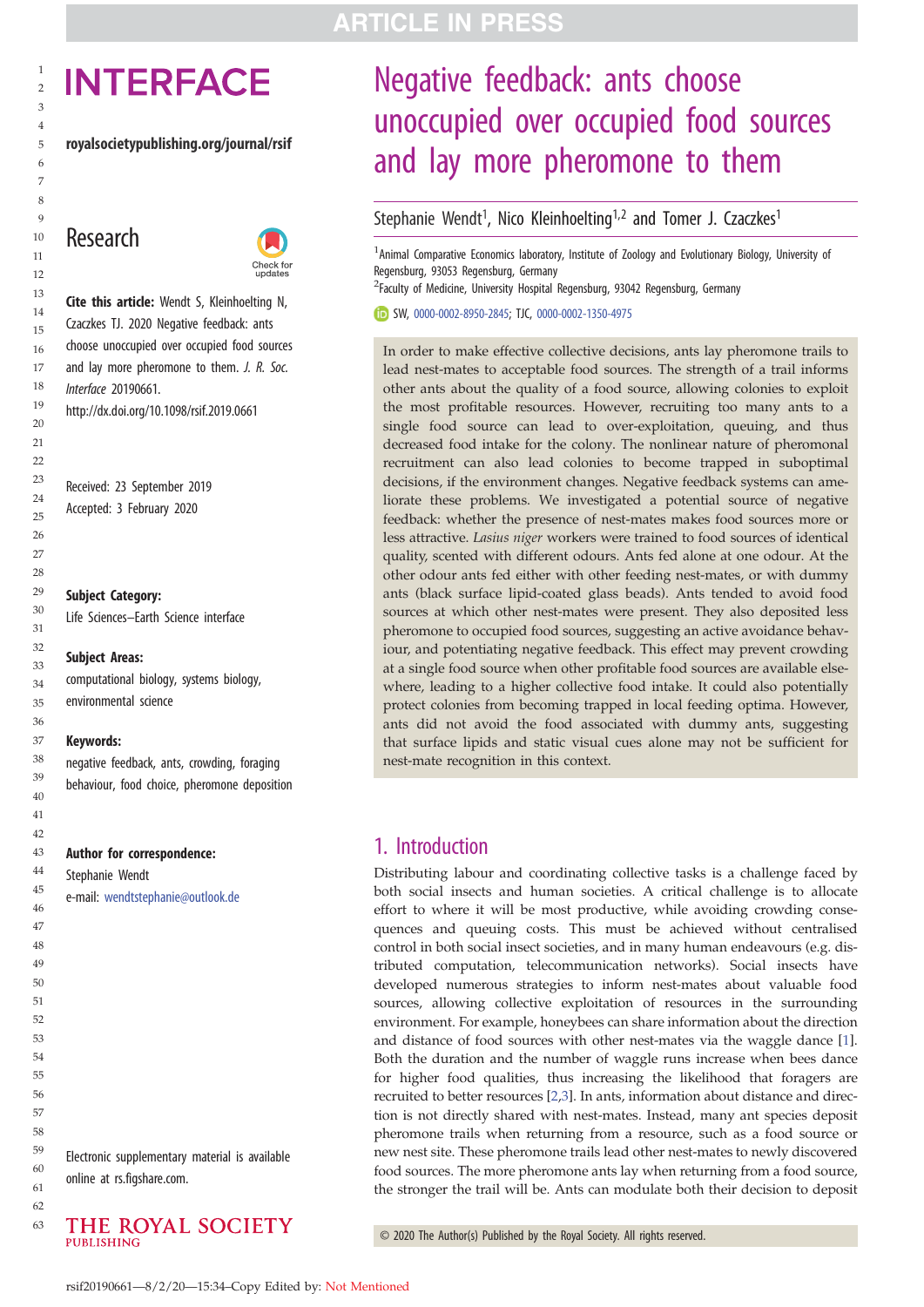# Negative feedback: ants choose unoccupied over occupied food sources and lay more pheromone to them

Stephanie Wendt[1], Nico Kleinhoelting[1,2] and Tomer J. Czaczkes[1]

[1]Animal Comparative Economics laboratory, Institute of Zoology and Evolutionary Biology, University of Regensburg, 93053 Regensburg, Germany

[2]Faculty of Medicine, University Hospital Regensburg, 93042 Regensburg, Germany

SW, 0000-0002-8950-2845; TJC, 0000-0002-1350-4975

**Research**

**Cite this article:** Wendt S, Kleinhoelting N, Czaczkes TJ. 2020 Negative feedback: ants choose unoccupied over occupied food sources and lay more pheromone to them. *J. R. Soc. Interface* 20190661. http://dx.doi.org/10.1098/rsif.2019.0661

Received: 23 September 2019
Accepted: 3 February 2020

**Subject Category:**
Life Sciences–Earth Science interface

**Subject Areas:**
computational biology, systems biology, environmental science

**Keywords:**
negative feedback, ants, crowding, foraging behaviour, food choice, pheromone deposition

**Author for correspondence:**
Stephanie Wendt
e-mail: wendtstephanie@outlook.de

Electronic supplementary material is available online at rs.figshare.com.

In order to make effective collective decisions, ants lay pheromone trails to lead nest-mates to acceptable food sources. The strength of a trail informs other ants about the quality of a food source, allowing colonies to exploit the most profitable resources. However, recruiting too many ants to a single food source can lead to over-exploitation, queuing, and thus decreased food intake for the colony. The nonlinear nature of pheromonal recruitment can also lead colonies to become trapped in suboptimal decisions, if the environment changes. Negative feedback systems can ameliorate these problems. We investigated a potential source of negative feedback: whether the presence of nest-mates makes food sources more or less attractive. *Lasius niger* workers were trained to food sources of identical quality, scented with different odours. Ants fed alone at one odour. At the other odour ants fed either with other feeding nest-mates, or with dummy ants (black surface lipid-coated glass beads). Ants tended to avoid food sources at which other nest-mates were present. They also deposited less pheromone to occupied food sources, suggesting an active avoidance behaviour, and potentiating negative feedback. This effect may prevent crowding at a single food source when other profitable food sources are available elsewhere, leading to a higher collective food intake. It could also potentially protect colonies from becoming trapped in local feeding optima. However, ants did not avoid the food associated with dummy ants, suggesting that surface lipids and static visual cues alone may not be sufficient for nest-mate recognition in this context.

## 1. Introduction

Distributing labour and coordinating collective tasks is a challenge faced by both social insects and human societies. A critical challenge is to allocate effort to where it will be most productive, while avoiding crowding consequences and queuing costs. This must be achieved without centralised control in both social insect societies, and in many human endeavours (e.g. distributed computation, telecommunication networks). Social insects have developed numerous strategies to inform nest-mates about valuable food sources, allowing collective exploitation of resources in the surrounding environment. For example, honeybees can share information about the direction and distance of food sources with other nest-mates via the waggle dance [1]. Both the duration and the number of waggle runs increase when bees dance for higher food qualities, thus increasing the likelihood that foragers are recruited to better resources [2,3]. In ants, information about distance and direction is not directly shared with nest-mates. Instead, many ant species deposit pheromone trails when returning from a resource, such as a food source or new nest site. These pheromone trails lead other nest-mates to newly discovered food sources. The more pheromone ants lay when returning from a food source, the stronger the trail will be. Ants can modulate both their decision to deposit

© 2020 The Author(s) Published by the Royal Society. All rights reserved.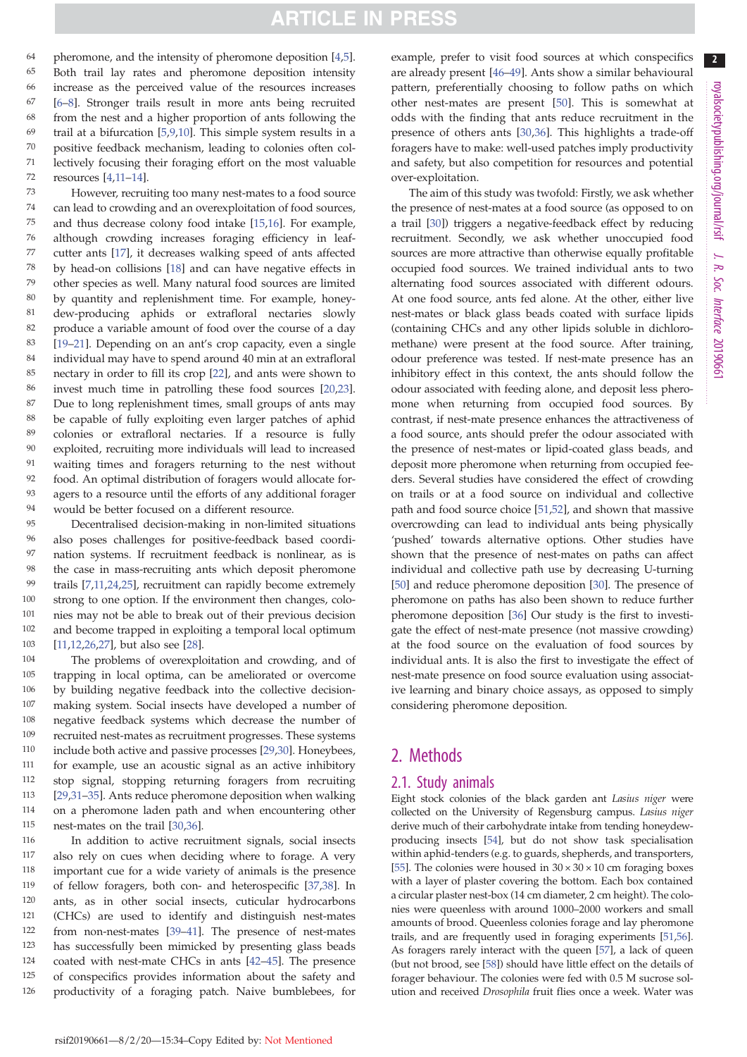pheromone, and the intensity of pheromone deposition [4,5]. Both trail lay rates and pheromone deposition intensity increase as the perceived value of the resources increases [6–8]. Stronger trails result in more ants being recruited from the nest and a higher proportion of ants following the trail at a bifurcation [5,9,10]. This simple system results in a positive feedback mechanism, leading to colonies often collectively focusing their foraging effort on the most valuable resources [4,11–14].

However, recruiting too many nest-mates to a food source can lead to crowding and an overexploitation of food sources, and thus decrease colony food intake [15,16]. For example, although crowding increases foraging efficiency in leaf-cutter ants [17], it decreases walking speed of ants affected by head-on collisions [18] and can have negative effects in other species as well. Many natural food sources are limited by quantity and replenishment time. For example, honeydew-producing aphids or extrafloral nectaries slowly produce a variable amount of food over the course of a day [19–21]. Depending on an ant's crop capacity, even a single individual may have to spend around 40 min at an extrafloral nectary in order to fill its crop [22], and ants were shown to invest much time in patrolling these food sources [20,23]. Due to long replenishment times, small groups of ants may be capable of fully exploiting even larger patches of aphid colonies or extrafloral nectaries. If a resource is fully exploited, recruiting more individuals will lead to increased waiting times and foragers returning to the nest without food. An optimal distribution of foragers would allocate foragers to a resource until the efforts of any additional forager would be better focused on a different resource.

Decentralised decision-making in non-limited situations also poses challenges for positive-feedback based coordination systems. If recruitment feedback is nonlinear, as is the case in mass-recruiting ants which deposit pheromone trails [7,11,24,25], recruitment can rapidly become extremely strong to one option. If the environment then changes, colonies may not be able to break out of their previous decision and become trapped in exploiting a temporal local optimum [11,12,26,27], but also see [28].

The problems of overexploitation and crowding, and of trapping in local optima, can be ameliorated or overcome by building negative feedback into the collective decision-making system. Social insects have developed a number of negative feedback systems which decrease the number of recruited nest-mates as recruitment progresses. These systems include both active and passive processes [29,30]. Honeybees, for example, use an acoustic signal as an active inhibitory stop signal, stopping returning foragers from recruiting [29,31–35]. Ants reduce pheromone deposition when walking on a pheromone laden path and when encountering other nest-mates on the trail [30,36].

In addition to active recruitment signals, social insects also rely on cues when deciding where to forage. A very important cue for a wide variety of animals is the presence of fellow foragers, both con- and heterospecific [37,38]. In ants, as in other social insects, cuticular hydrocarbons (CHCs) are used to identify and distinguish nest-mates from non-nest-mates [39–41]. The presence of nest-mates has successfully been mimicked by presenting glass beads coated with nest-mate CHCs in ants [42–45]. The presence of conspecifics provides information about the safety and productivity of a foraging patch. Naive bumblebees, for example, prefer to visit food sources at which conspecifics are already present [46–49]. Ants show a similar behavioural pattern, preferentially choosing to follow paths on which other nest-mates are present [50]. This is somewhat at odds with the finding that ants reduce recruitment in the presence of others ants [30,36]. This highlights a trade-off foragers have to make: well-used patches imply productivity and safety, but also competition for resources and potential over-exploitation.

The aim of this study was twofold: Firstly, we ask whether the presence of nest-mates at a food source (as opposed to on a trail [30]) triggers a negative-feedback effect by reducing recruitment. Secondly, we ask whether unoccupied food sources are more attractive than otherwise equally profitable occupied food sources. We trained individual ants to two alternating food sources associated with different odours. At one food source, ants fed alone. At the other, either live nest-mates or black glass beads coated with surface lipids (containing CHCs and any other lipids soluble in dichloromethane) were present at the food source. After training, odour preference was tested. If nest-mate presence has an inhibitory effect in this context, the ants should follow the odour associated with feeding alone, and deposit less pheromone when returning from occupied food sources. By contrast, if nest-mate presence enhances the attractiveness of a food source, ants should prefer the odour associated with the presence of nest-mates or lipid-coated glass beads, and deposit more pheromone when returning from occupied feeders. Several studies have considered the effect of crowding on trails or at a food source on individual and collective path and food source choice [51,52], and shown that massive overcrowding can lead to individual ants being physically 'pushed' towards alternative options. Other studies have shown that the presence of nest-mates on paths can affect individual and collective path use by decreasing U-turning [50] and reduce pheromone deposition [30]. The presence of pheromone on paths has also been shown to reduce further pheromone deposition [36] Our study is the first to investigate the effect of nest-mate presence (not massive crowding) at the food source on the evaluation of food sources by individual ants. It is also the first to investigate the effect of nest-mate presence on food source evaluation using associative learning and binary choice assays, as opposed to simply considering pheromone deposition.

## 2. Methods

### 2.1. Study animals

Eight stock colonies of the black garden ant *Lasius niger* were collected on the University of Regensburg campus. *Lasius niger* derive much of their carbohydrate intake from tending honeydew-producing insects [54], but do not show task specialisation within aphid-tenders (e.g. to guards, shepherds, and transporters, [55]. The colonies were housed in 30 × 30 × 10 cm foraging boxes with a layer of plaster covering the bottom. Each box contained a circular plaster nest-box (14 cm diameter, 2 cm height). The colonies were queenless with around 1000–2000 workers and small amounts of brood. Queenless colonies forage and lay pheromone trails, and are frequently used in foraging experiments [51,56]. As foragers rarely interact with the queen [57], a lack of queen (but not brood, see [58]) should have little effect on the details of forager behaviour. The colonies were fed with 0.5 M sucrose solution and received *Drosophila* fruit flies once a week. Water was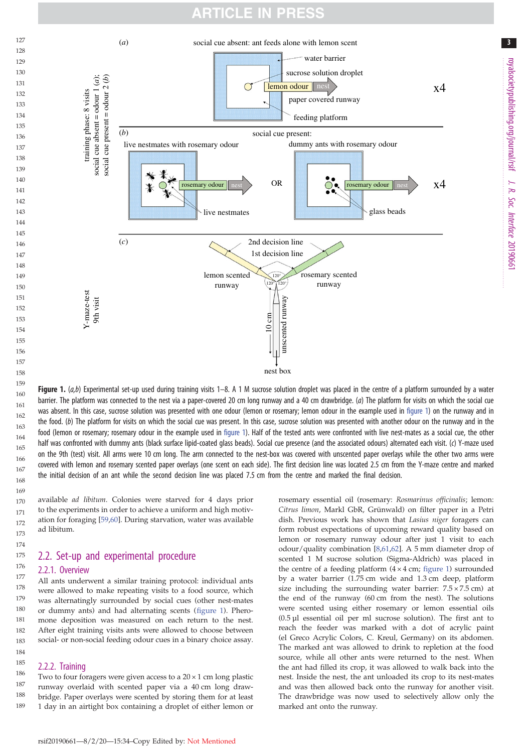**Figure 1.** (*a*,*b*) Experimental set-up used during training visits 1–8. A 1 M sucrose solution droplet was placed in the centre of a platform surrounded by a water barrier. The platform was connected to the nest via a paper-covered 20 cm long runway and a 40 cm drawbridge. (*a*) The platform for visits on which the social cue was absent. In this case, sucrose solution was presented with one odour (lemon or rosemary; lemon odour in the example used in figure 1) on the runway and in the food. (*b*) The platform for visits on which the social cue was present. In this case, sucrose solution was presented with another odour on the runway and in the food (lemon or rosemary; rosemary odour in the example used in figure 1). Half of the tested ants were confronted with live nest-mates as a social cue, the other half was confronted with dummy ants (black surface lipid-coated glass beads). Social cue presence (and the associated odours) alternated each visit. (*c*) Y-maze used on the 9th (test) visit. All arms were 10 cm long. The arm connected to the nest-box was covered with unscented paper overlays while the other two arms were covered with lemon and rosemary scented paper overlays (one scent on each side). The first decision line was located 2.5 cm from the Y-maze centre and marked the initial decision of an ant while the second decision line was placed 7.5 cm from the centre and marked the final decision.

available *ad libitum*. Colonies were starved for 4 days prior to the experiments in order to achieve a uniform and high motivation for foraging [59,60]. During starvation, water was available ad libitum.

## 2.2. Set-up and experimental procedure

### 2.2.1. Overview

All ants underwent a similar training protocol: individual ants were allowed to make repeating visits to a food source, which was alternatingly surrounded by social cues (other nest-mates or dummy ants) and had alternating scents (figure 1). Pheromone deposition was measured on each return to the nest. After eight training visits ants were allowed to choose between social- or non-social feeding odour cues in a binary choice assay.

### 2.2.2. Training

Two to four foragers were given access to a 20 × 1 cm long plastic runway overlaid with scented paper via a 40 cm long drawbridge. Paper overlays were scented by storing them for at least 1 day in an airtight box containing a droplet of either lemon or rosemary essential oil (rosemary: *Rosmarinus officinalis*; lemon: *Citrus limon*, Markl GbR, Grünwald) on filter paper in a Petri dish. Previous work has shown that *Lasius niger* foragers can form robust expectations of upcoming reward quality based on lemon or rosemary runway odour after just 1 visit to each odour/quality combination [8,61,62]. A 5 mm diameter drop of scented 1 M sucrose solution (Sigma-Aldrich) was placed in the centre of a feeding platform (4 × 4 cm; figure 1) surrounded by a water barrier (1.75 cm wide and 1.3 cm deep, platform size including the surrounding water barrier: 7.5 × 7.5 cm) at the end of the runway (60 cm from the nest). The solutions were scented using either rosemary or lemon essential oils (0.5 µl essential oil per ml sucrose solution). The first ant to reach the feeder was marked with a dot of acrylic paint (el Greco Acrylic Colors, C. Kreul, Germany) on its abdomen. The marked ant was allowed to drink to repletion at the food source, while all other ants were returned to the nest. When the ant had filled its crop, it was allowed to walk back into the nest. Inside the nest, the ant unloaded its crop to its nest-mates and was then allowed back onto the runway for another visit. The drawbridge was now used to selectively allow only the marked ant onto the runway.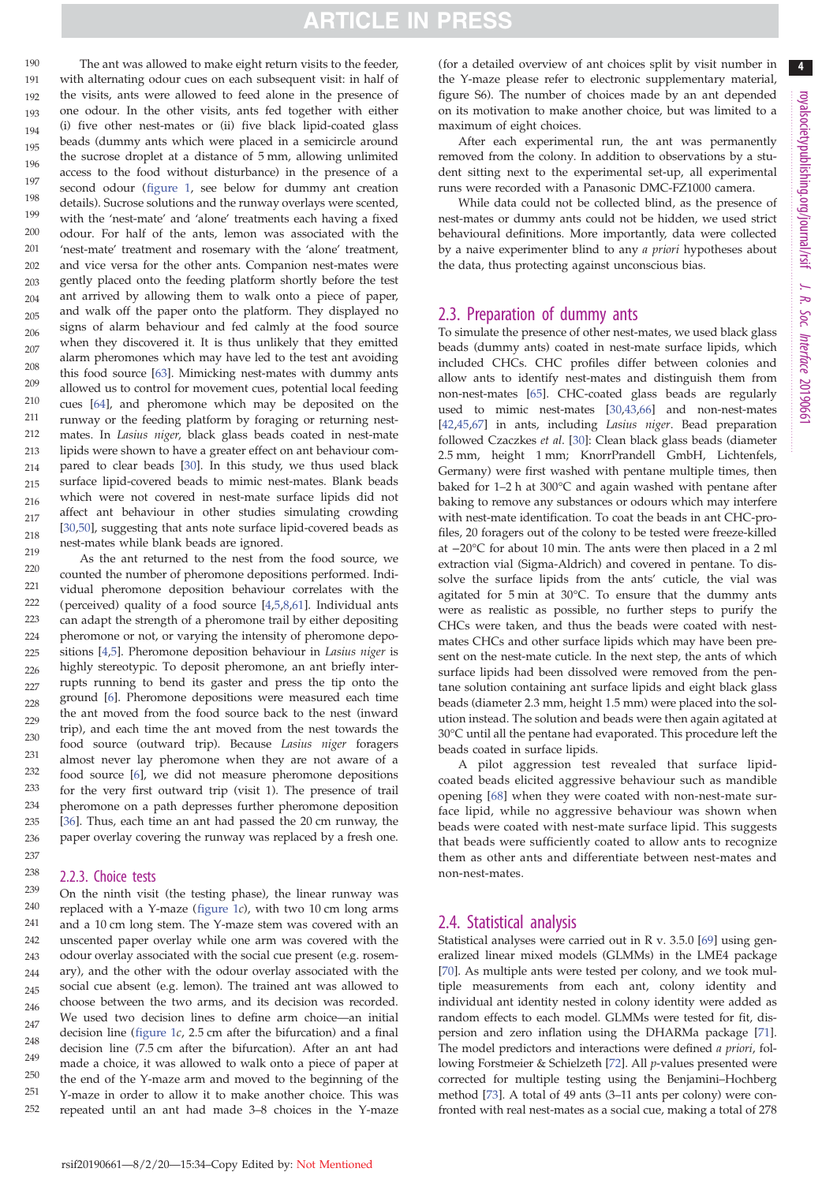The ant was allowed to make eight return visits to the feeder, with alternating odour cues on each subsequent visit: in half of the visits, ants were allowed to feed alone in the presence of one odour. In the other visits, ants fed together with either (i) five other nest-mates or (ii) five black lipid-coated glass beads (dummy ants which were placed in a semicircle around the sucrose droplet at a distance of 5 mm, allowing unlimited access to the food without disturbance) in the presence of a second odour (figure 1, see below for dummy ant creation details). Sucrose solutions and the runway overlays were scented, with the 'nest-mate' and 'alone' treatments each having a fixed odour. For half of the ants, lemon was associated with the 'nest-mate' treatment and rosemary with the 'alone' treatment, and vice versa for the other ants. Companion nest-mates were gently placed onto the feeding platform shortly before the test ant arrived by allowing them to walk onto a piece of paper, and walk off the paper onto the platform. They displayed no signs of alarm behaviour and fed calmly at the food source when they discovered it. It is thus unlikely that they emitted alarm pheromones which may have led to the test ant avoiding this food source [63]. Mimicking nest-mates with dummy ants allowed us to control for movement cues, potential local feeding cues [64], and pheromone which may be deposited on the runway or the feeding platform by foraging or returning nest-mates. In *Lasius niger*, black glass beads coated in nest-mate lipids were shown to have a greater effect on ant behaviour compared to clear beads [30]. In this study, we thus used black surface lipid-covered beads to mimic nest-mates. Blank beads which were not covered in nest-mate surface lipids did not affect ant behaviour in other studies simulating crowding [30,50], suggesting that ants note surface lipid-covered beads as nest-mates while blank beads are ignored.

As the ant returned to the nest from the food source, we counted the number of pheromone depositions performed. Individual pheromone deposition behaviour correlates with the (perceived) quality of a food source [4,5,8,61]. Individual ants can adapt the strength of a pheromone trail by either depositing pheromone or not, or varying the intensity of pheromone depositions [4,5]. Pheromone deposition behaviour in *Lasius niger* is highly stereotypic. To deposit pheromone, an ant briefly interrupts running to bend its gaster and press the tip onto the ground [6]. Pheromone depositions were measured each time the ant moved from the food source back to the nest (inward trip), and each time the ant moved from the nest towards the food source (outward trip). Because *Lasius niger* foragers almost never lay pheromone when they are not aware of a food source [6], we did not measure pheromone depositions for the very first outward trip (visit 1). The presence of trail pheromone on a path depresses further pheromone deposition [36]. Thus, each time an ant had passed the 20 cm runway, the paper overlay covering the runway was replaced by a fresh one.

### 2.2.3. Choice tests

On the ninth visit (the testing phase), the linear runway was replaced with a Y-maze (figure 1*c*), with two 10 cm long arms and a 10 cm long stem. The Y-maze stem was covered with an unscented paper overlay while one arm was covered with the odour overlay associated with the social cue present (e.g. rosemary), and the other with the odour overlay associated with the social cue absent (e.g. lemon). The trained ant was allowed to choose between the two arms, and its decision was recorded. We used two decision lines to define arm choice—an initial decision line (figure 1*c*, 2.5 cm after the bifurcation) and a final decision line (7.5 cm after the bifurcation). After an ant had made a choice, it was allowed to walk onto a piece of paper at the end of the Y-maze arm and moved to the beginning of the Y-maze in order to allow it to make another choice. This was repeated until an ant had made 3–8 choices in the Y-maze (for a detailed overview of ant choices split by visit number in the Y-maze please refer to electronic supplementary material, figure S6). The number of choices made by an ant depended on its motivation to make another choice, but was limited to a maximum of eight choices.

After each experimental run, the ant was permanently removed from the colony. In addition to observations by a student sitting next to the experimental set-up, all experimental runs were recorded with a Panasonic DMC-FZ1000 camera.

While data could not be collected blind, as the presence of nest-mates or dummy ants could not be hidden, we used strict behavioural definitions. More importantly, data were collected by a naive experimenter blind to any *a priori* hypotheses about the data, thus protecting against unconscious bias.

## 2.3. Preparation of dummy ants

To simulate the presence of other nest-mates, we used black glass beads (dummy ants) coated in nest-mate surface lipids, which included CHCs. CHC profiles differ between colonies and allow ants to identify nest-mates and distinguish them from non-nest-mates [65]. CHC-coated glass beads are regularly used to mimic nest-mates [30,43,66] and non-nest-mates [42,45,67] in ants, including *Lasius niger*. Bead preparation followed Czaczkes *et al*. [30]: Clean black glass beads (diameter 2.5 mm, height 1 mm; KnorrPrandell GmbH, Lichtenfels, Germany) were first washed with pentane multiple times, then baked for 1–2 h at 300°C and again washed with pentane after baking to remove any substances or odours which may interfere with nest-mate identification. To coat the beads in ant CHC-profiles, 20 foragers out of the colony to be tested were freeze-killed at −20°C for about 10 min. The ants were then placed in a 2 ml extraction vial (Sigma-Aldrich) and covered in pentane. To dissolve the surface lipids from the ants' cuticle, the vial was agitated for 5 min at 30°C. To ensure that the dummy ants were as realistic as possible, no further steps to purify the CHCs were taken, and thus the beads were coated with nest-mates CHCs and other surface lipids which may have been present on the nest-mate cuticle. In the next step, the ants of which surface lipids had been dissolved were removed from the pentane solution containing ant surface lipids and eight black glass beads (diameter 2.3 mm, height 1.5 mm) were placed into the solution instead. The solution and beads were then again agitated at 30°C until all the pentane had evaporated. This procedure left the beads coated in surface lipids.

A pilot aggression test revealed that surface lipid-coated beads elicited aggressive behaviour such as mandible opening [68] when they were coated with non-nest-mate surface lipid, while no aggressive behaviour was shown when beads were coated with nest-mate surface lipid. This suggests that beads were sufficiently coated to allow ants to recognize them as other ants and differentiate between nest-mates and non-nest-mates.

## 2.4. Statistical analysis

Statistical analyses were carried out in R v. 3.5.0 [69] using generalized linear mixed models (GLMMs) in the LME4 package [70]. As multiple ants were tested per colony, and we took multiple measurements from each ant, colony identity and individual ant identity nested in colony identity were added as random effects to each model. GLMMs were tested for fit, dispersion and zero inflation using the DHARMa package [71]. The model predictors and interactions were defined *a priori*, following Forstmeier & Schielzeth [72]. All *p*-values presented were corrected for multiple testing using the Benjamini–Hochberg method [73]. A total of 49 ants (3–11 ants per colony) were confronted with real nest-mates as a social cue, making a total of 278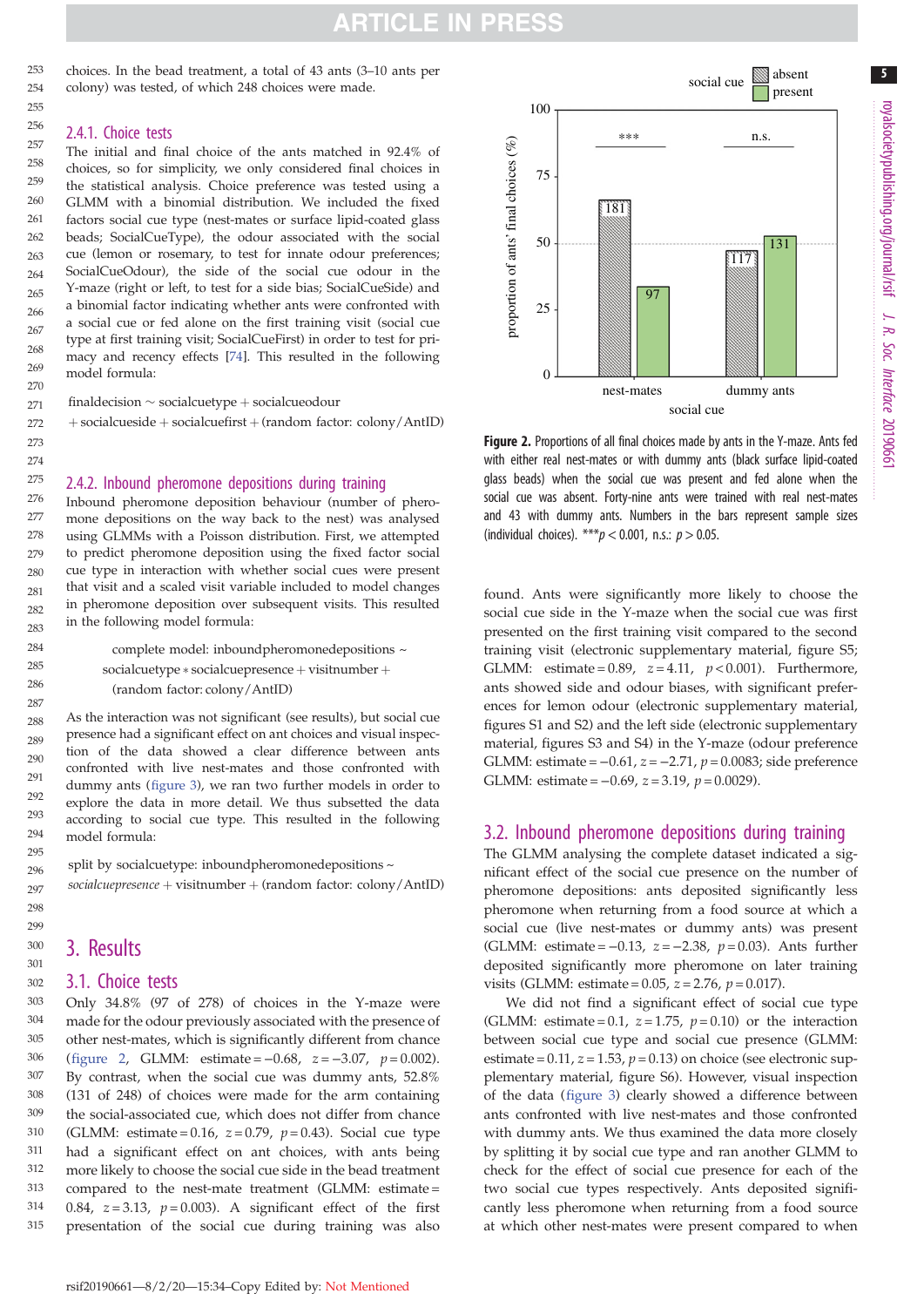choices. In the bead treatment, a total of 43 ants (3–10 ants per colony) was tested, of which 248 choices were made.

### 2.4.1. Choice tests

The initial and final choice of the ants matched in 92.4% of choices, so for simplicity, we only considered final choices in the statistical analysis. Choice preference was tested using a GLMM with a binomial distribution. We included the fixed factors social cue type (nest-mates or surface lipid-coated glass beads; SocialCueType), the odour associated with the social cue (lemon or rosemary, to test for innate odour preferences; SocialCueOdour), the side of the social cue odour in the Y-maze (right or left, to test for a side bias; SocialCueSide) and a binomial factor indicating whether ants were confronted with a social cue or fed alone on the first training visit (social cue type at first training visit; SocialCueFirst) in order to test for primacy and recency effects [74]. This resulted in the following model formula:

finaldecision ~ socialcuetype + socialcueodour
+ socialcueside + socialcuefirst + (random factor: colony/AntID)

### 2.4.2. Inbound pheromone depositions during training

Inbound pheromone deposition behaviour (number of pheromone depositions on the way back to the nest) was analysed using GLMMs with a Poisson distribution. First, we attempted to predict pheromone deposition using the fixed factor social cue type in interaction with whether social cues were present that visit and a scaled visit variable included to model changes in pheromone deposition over subsequent visits. This resulted in the following model formula:

complete model: inboundpheromonedepositions ~
socialcuetype * socialcuepresence + visitnumber +
(random factor: colony/AntID)

As the interaction was not significant (see results), but social cue presence had a significant effect on ant choices and visual inspection of the data showed a clear difference between ants confronted with live nest-mates and those confronted with dummy ants (figure 3), we ran two further models in order to explore the data in more detail. We thus subsetted the data according to social cue type. This resulted in the following model formula:

split by socialcuetype: inboundpheromonedepositions ~
*socialcuepresence* + visitnumber + (random factor: colony/AntID)

## 3. Results

### 3.1. Choice tests

Only 34.8% (97 of 278) of choices in the Y-maze were made for the odour previously associated with the presence of other nest-mates, which is significantly different from chance (figure 2, GLMM: estimate = −0.68, $z = -3.07$, $p = 0.002$). By contrast, when the social cue was dummy ants, 52.8% (131 of 248) of choices were made for the arm containing the social-associated cue, which does not differ from chance (GLMM: estimate = 0.16, $z = 0.79$, $p = 0.43$). Social cue type had a significant effect on ant choices, with ants being more likely to choose the social cue side in the bead treatment compared to the nest-mate treatment (GLMM: estimate = 0.84, $z = 3.13$, $p = 0.003$). A significant effect of the first presentation of the social cue during training was also found. Ants were significantly more likely to choose the social cue side in the Y-maze when the social cue was first presented on the first training visit compared to the second training visit (electronic supplementary material, figure S5; GLMM: estimate = 0.89, $z = 4.11$, $p < 0.001$). Furthermore, ants showed side and odour biases, with significant preferences for lemon odour (electronic supplementary material, figures S1 and S2) and the left side (electronic supplementary material, figures S3 and S4) in the Y-maze (odour preference GLMM: estimate = −0.61, $z = -2.71$, $p = 0.0083$; side preference GLMM: estimate = −0.69, $z = 3.19$, $p = 0.0029$).

**Figure 2.** Proportions of all final choices made by ants in the Y-maze. Ants fed with either real nest-mates or with dummy ants (black surface lipid-coated glass beads) when the social cue was present and fed alone when the social cue was absent. Forty-nine ants were trained with real nest-mates and 43 with dummy ants. Numbers in the bars represent sample sizes (individual choices). ***$p < 0.001$, n.s.: $p > 0.05$.

### 3.2. Inbound pheromone depositions during training

The GLMM analysing the complete dataset indicated a significant effect of the social cue presence on the number of pheromone depositions: ants deposited significantly less pheromone when returning from a food source at which a social cue (live nest-mates or dummy ants) was present (GLMM: estimate = −0.13, $z = -2.38$, $p = 0.03$). Ants further deposited significantly more pheromone on later training visits (GLMM: estimate = 0.05, $z = 2.76$, $p = 0.017$).

We did not find a significant effect of social cue type (GLMM: estimate = 0.1, $z = 1.75$, $p = 0.10$) or the interaction between social cue type and social cue presence (GLMM: estimate = 0.11, $z = 1.53$, $p = 0.13$) on choice (see electronic supplementary material, figure S6). However, visual inspection of the data (figure 3) clearly showed a difference between ants confronted with live nest-mates and those confronted with dummy ants. We thus examined the data more closely by splitting it by social cue type and ran another GLMM to check for the effect of social cue presence for each of the two social cue types respectively. Ants deposited significantly less pheromone when returning from a food source at which other nest-mates were present compared to when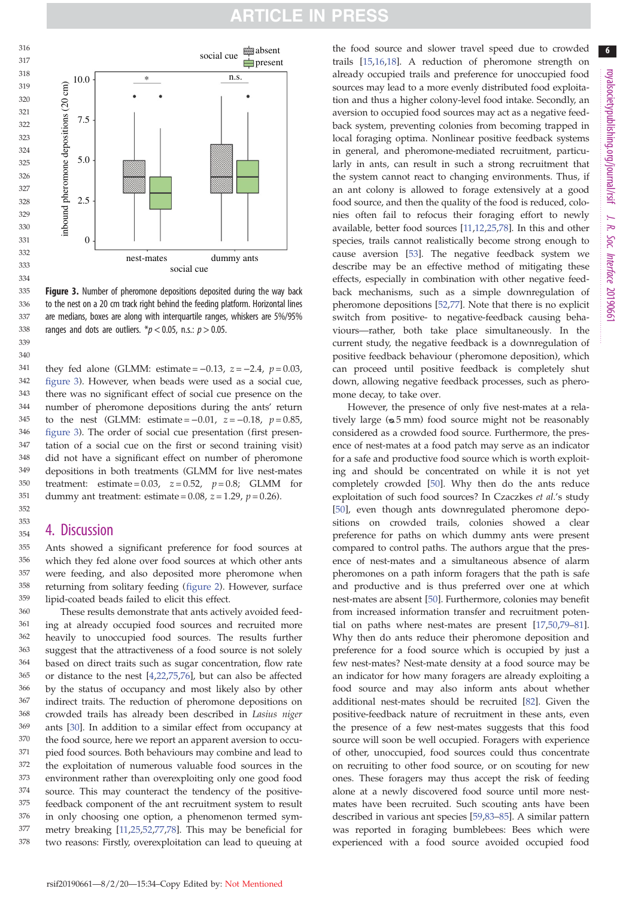**Figure 3.** Number of pheromone depositions deposited during the way back to the nest on a 20 cm track right behind the feeding platform. Horizontal lines are medians, boxes are along with interquartile ranges, whiskers are 5%/95% ranges and dots are outliers. \*$p < 0.05$, n.s.: $p > 0.05$.

they fed alone (GLMM: estimate = −0.13, $z = -2.4$, $p = 0.03$, figure 3). However, when beads were used as a social cue, there was no significant effect of social cue presence on the number of pheromone depositions during the ants' return to the nest (GLMM: estimate = −0.01, $z = -0.18$, $p = 0.85$, figure 3). The order of social cue presentation (first presentation of a social cue on the first or second training visit) did not have a significant effect on number of pheromone depositions in both treatments (GLMM for live nest-mates treatment: estimate = 0.03, $z = 0.52$, $p = 0.8$; GLMM for dummy ant treatment: estimate = 0.08, $z = 1.29$, $p = 0.26$).

## 4. Discussion

Ants showed a significant preference for food sources at which they fed alone over food sources at which other ants were feeding, and also deposited more pheromone when returning from solitary feeding (figure 2). However, surface lipid-coated beads failed to elicit this effect.

These results demonstrate that ants actively avoided feeding at already occupied food sources and recruited more heavily to unoccupied food sources. The results further suggest that the attractiveness of a food source is not solely based on direct traits such as sugar concentration, flow rate or distance to the nest [4,22,75,76], but can also be affected by the status of occupancy and most likely also by other indirect traits. The reduction of pheromone depositions on crowded trails has already been described in *Lasius niger* ants [30]. In addition to a similar effect from occupancy at the food source, here we report an apparent aversion to occupied food sources. Both behaviours may combine and lead to the exploitation of numerous valuable food sources in the environment rather than overexploiting only one good food source. This may counteract the tendency of the positive-feedback component of the ant recruitment system to result in only choosing one option, a phenomenon termed symmetry breaking [11,25,52,77,78]. This may be beneficial for two reasons: Firstly, overexploitation can lead to queuing at the food source and slower travel speed due to crowded trails [15,16,18]. A reduction of pheromone strength on already occupied trails and preference for unoccupied food sources may lead to a more evenly distributed food exploitation and thus a higher colony-level food intake. Secondly, an aversion to occupied food sources may act as a negative feedback system, preventing colonies from becoming trapped in local foraging optima. Nonlinear positive feedback systems in general, and pheromone-mediated recruitment, particularly in ants, can result in such a strong recruitment that the system cannot react to changing environments. Thus, if an ant colony is allowed to forage extensively at a good food source, and then the quality of the food is reduced, colonies often fail to refocus their foraging effort to newly available, better food sources [11,12,25,78]. In this and other species, trails cannot realistically become strong enough to cause aversion [53]. The negative feedback system we describe may be an effective method of mitigating these effects, especially in combination with other negative feedback mechanisms, such as a simple downregulation of pheromone depositions [52,77]. Note that there is no explicit switch from positive- to negative-feedback causing behaviours—rather, both take place simultaneously. In the current study, the negative feedback is a downregulation of positive feedback behaviour (pheromone deposition), which can proceed until positive feedback is completely shut down, allowing negative feedback processes, such as pheromone decay, to take over.

However, the presence of only five nest-mates at a relatively large (⌀5 mm) food source might not be reasonably considered as a crowded food source. Furthermore, the presence of nest-mates at a food patch may serve as an indicator for a safe and productive food source which is worth exploiting and should be concentrated on while it is not yet completely crowded [50]. Why then do the ants reduce exploitation of such food sources? In Czaczkes *et al.*'s study [50], even though ants downregulated pheromone depositions on crowded trails, colonies showed a clear preference for paths on which dummy ants were present compared to control paths. The authors argue that the presence of nest-mates and a simultaneous absence of alarm pheromones on a path inform foragers that the path is safe and productive and is thus preferred over one at which nest-mates are absent [50]. Furthermore, colonies may benefit from increased information transfer and recruitment potential on paths where nest-mates are present [17,50,79–81]. Why then do ants reduce their pheromone deposition and preference for a food source which is occupied by just a few nest-mates? Nest-mate density at a food source may be an indicator for how many foragers are already exploiting a food source and may also inform ants about whether additional nest-mates should be recruited [82]. Given the positive-feedback nature of recruitment in these ants, even the presence of a few nest-mates suggests that this food source will soon be well occupied. Foragers with experience of other, unoccupied, food sources could thus concentrate on recruiting to other food source, or on scouting for new ones. These foragers may thus accept the risk of feeding alone at a newly discovered food source until more nest-mates have been recruited. Such scouting ants have been described in various ant species [59,83–85]. A similar pattern was reported in foraging bumblebees: Bees which were experienced with a food source avoided occupied food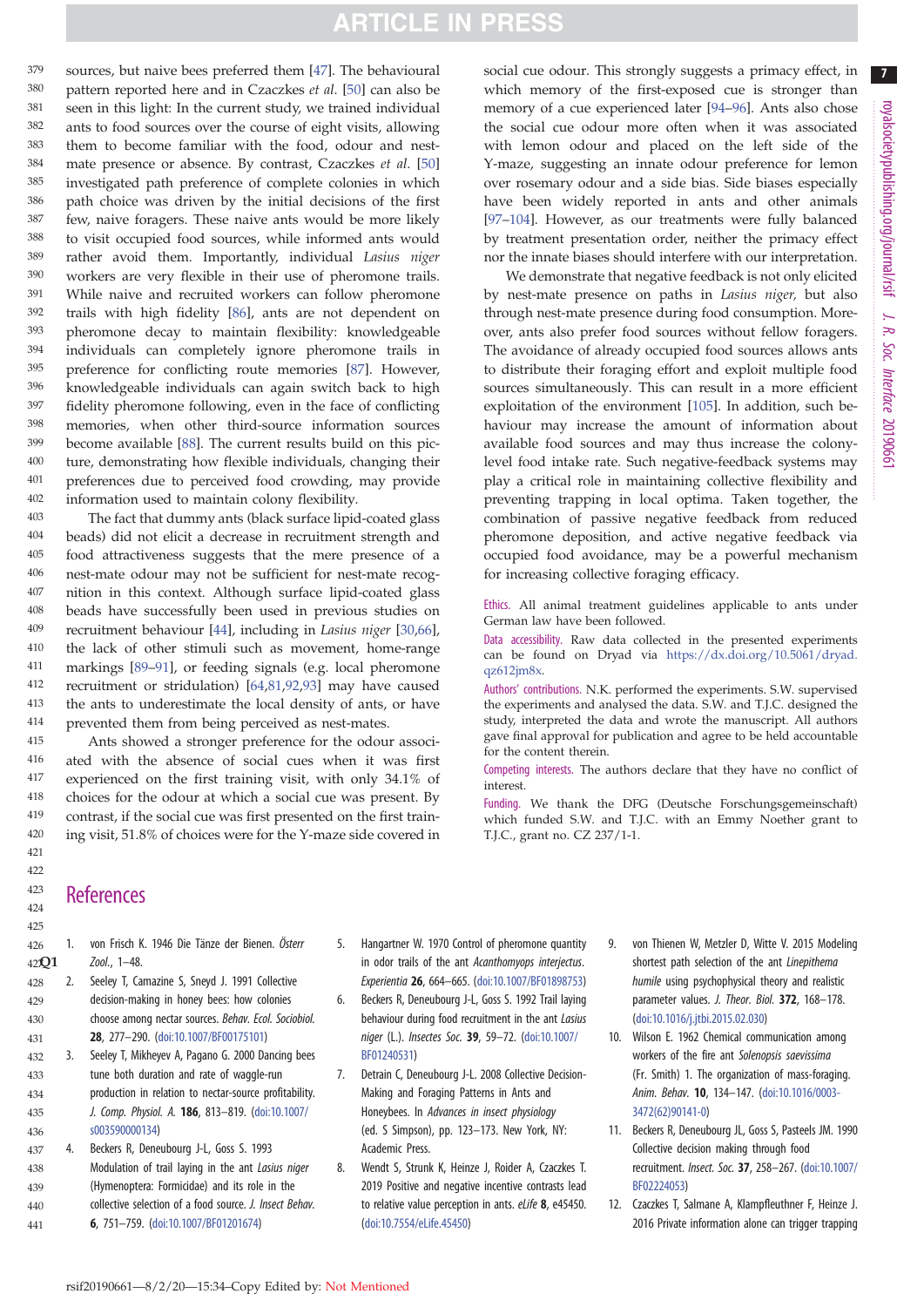sources, but naive bees preferred them [47]. The behavioural pattern reported here and in Czaczkes *et al*. [50] can also be seen in this light: In the current study, we trained individual ants to food sources over the course of eight visits, allowing them to become familiar with the food, odour and nest-mate presence or absence. By contrast, Czaczkes *et al*. [50] investigated path preference of complete colonies in which path choice was driven by the initial decisions of the first few, naive foragers. These naive ants would be more likely to visit occupied food sources, while informed ants would rather avoid them. Importantly, individual *Lasius niger* workers are very flexible in their use of pheromone trails. While naive and recruited workers can follow pheromone trails with high fidelity [86], ants are not dependent on pheromone decay to maintain flexibility: knowledgeable individuals can completely ignore pheromone trails in preference for conflicting route memories [87]. However, knowledgeable individuals can again switch back to high fidelity pheromone following, even in the face of conflicting memories, when other third-source information sources become available [88]. The current results build on this picture, demonstrating how flexible individuals, changing their preferences due to perceived food crowding, may provide information used to maintain colony flexibility.

The fact that dummy ants (black surface lipid-coated glass beads) did not elicit a decrease in recruitment strength and food attractiveness suggests that the mere presence of a nest-mate odour may not be sufficient for nest-mate recognition in this context. Although surface lipid-coated glass beads have successfully been used in previous studies on recruitment behaviour [44], including in *Lasius niger* [30,66], the lack of other stimuli such as movement, home-range markings [89–91], or feeding signals (e.g. local pheromone recruitment or stridulation) [64,81,92,93] may have caused the ants to underestimate the local density of ants, or have prevented them from being perceived as nest-mates.

Ants showed a stronger preference for the odour associated with the absence of social cues when it was first experienced on the first training visit, with only 34.1% of choices for the odour at which a social cue was present. By contrast, if the social cue was first presented on the first training visit, 51.8% of choices were for the Y-maze side covered in social cue odour. This strongly suggests a primacy effect, in which memory of the first-exposed cue is stronger than memory of a cue experienced later [94–96]. Ants also chose the social cue odour more often when it was associated with lemon odour and placed on the left side of the Y-maze, suggesting an innate odour preference for lemon over rosemary odour and a side bias. Side biases especially have been widely reported in ants and other animals [97–104]. However, as our treatments were fully balanced by treatment presentation order, neither the primacy effect nor the innate biases should interfere with our interpretation.

We demonstrate that negative feedback is not only elicited by nest-mate presence on paths in *Lasius niger*, but also through nest-mate presence during food consumption. Moreover, ants also prefer food sources without fellow foragers. The avoidance of already occupied food sources allows ants to distribute their foraging effort and exploit multiple food sources simultaneously. This can result in a more efficient exploitation of the environment [105]. In addition, such behaviour may increase the amount of information about available food sources and may thus increase the colony-level food intake rate. Such negative-feedback systems may play a critical role in maintaining collective flexibility and preventing trapping in local optima. Taken together, the combination of passive negative feedback from reduced pheromone deposition, and active negative feedback via occupied food avoidance, may be a powerful mechanism for increasing collective foraging efficacy.

Ethics. All animal treatment guidelines applicable to ants under German law have been followed.

Data accessibility. Raw data collected in the presented experiments can be found on Dryad via https://dx.doi.org/10.5061/dryad.qz612jm8x.

Authors' contributions. N.K. performed the experiments. S.W. supervised the experiments and analysed the data. S.W. and T.J.C. designed the study, interpreted the data and wrote the manuscript. All authors gave final approval for publication and agree to be held accountable for the content therein.

Competing interests. The authors declare that they have no conflict of interest.

Funding. We thank the DFG (Deutsche Forschungsgemeinschaft) which funded S.W. and T.J.C. with an Emmy Noether grant to T.J.C., grant no. CZ 237/1-1.

## References

1. von Frisch K. 1946 Die Tänze der Bienen. *Österr Zool.*, 1–48.
2. Seeley T, Camazine S, Sneyd J. 1991 Collective decision-making in honey bees: how colonies choose among nectar sources. *Behav. Ecol. Sociobiol.* **28**, 277–290. (doi:10.1007/BF00175101)
3. Seeley T, Mikheyev A, Pagano G. 2000 Dancing bees tune both duration and rate of waggle-run production in relation to nectar-source profitability. *J. Comp. Physiol. A.* **186**, 813–819. (doi:10.1007/s003590000134)
4. Beckers R, Deneubourg J-L, Goss S. 1993 Modulation of trail laying in the ant *Lasius niger* (Hymenoptera: Formicidae) and its role in the collective selection of a food source. *J. Insect Behav.* **6**, 751–759. (doi:10.1007/BF01201674)
5. Hangartner W. 1970 Control of pheromone quantity in odor trails of the ant *Acanthomyops interjectus*. *Experientia* **26**, 664–665. (doi:10.1007/BF01898753)
6. Beckers R, Deneubourg J-L, Goss S. 1992 Trail laying behaviour during food recruitment in the ant *Lasius niger* (L.). *Insectes Soc.* **39**, 59–72. (doi:10.1007/BF01240531)
7. Detrain C, Deneubourg J-L. 2008 Collective Decision-Making and Foraging Patterns in Ants and Honeybees. In *Advances in insect physiology* (ed. S Simpson), pp. 123–173. New York, NY: Academic Press.
8. Wendt S, Strunk K, Heinze J, Roider A, Czaczkes T. 2019 Positive and negative incentive contrasts lead to relative value perception in ants. *eLife* **8**, e45450. (doi:10.7554/eLife.45450)
9. von Thienen W, Metzler D, Witte V. 2015 Modeling shortest path selection of the ant *Linepithema humile* using psychophysical theory and realistic parameter values. *J. Theor. Biol.* **372**, 168–178. (doi:10.1016/j.jtbi.2015.02.030)
10. Wilson E. 1962 Chemical communication among workers of the fire ant *Solenopsis saevissima* (Fr. Smith) 1. The organization of mass-foraging. *Anim. Behav.* **10**, 134–147. (doi:10.1016/0003-3472(62)90141-0)
11. Beckers R, Deneubourg JL, Goss S, Pasteels JM. 1990 Collective decision making through food recruitment. *Insect. Soc.* **37**, 258–267. (doi:10.1007/BF02224053)
12. Czaczkes T, Salmane A, Klampfleuthner F, Heinze J. 2016 Private information alone can trigger trapping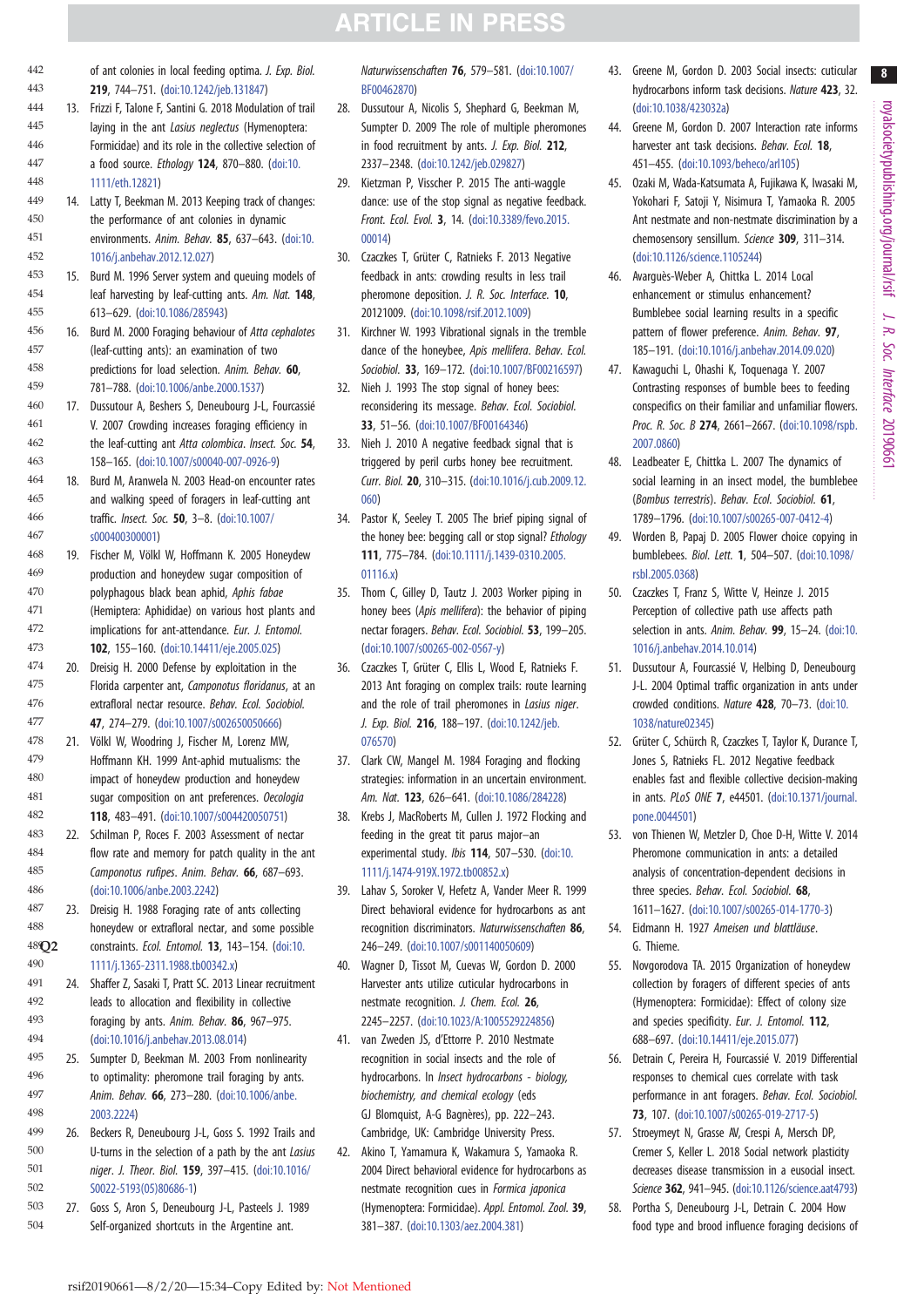of ant colonies in local feeding optima. *J. Exp. Biol.* **219**, 744–751. (doi:10.1242/jeb.131847)

13. Frizzi F, Talone F, Santini G. 2018 Modulation of trail laying in the ant *Lasius neglectus* (Hymenoptera: Formicidae) and its role in the collective selection of a food source. *Ethology* **124**, 870–880. (doi:10.1111/eth.12821)
14. Latty T, Beekman M. 2013 Keeping track of changes: the performance of ant colonies in dynamic environments. *Anim. Behav.* **85**, 637–643. (doi:10.1016/j.anbehav.2012.12.027)
15. Burd M. 1996 Server system and queuing models of leaf harvesting by leaf-cutting ants. *Am. Nat.* **148**, 613–629. (doi:10.1086/285943)
16. Burd M. 2000 Foraging behaviour of *Atta cephalotes* (leaf-cutting ants): an examination of two predictions for load selection. *Anim. Behav.* **60**, 781–788. (doi:10.1006/anbe.2000.1537)
17. Dussutour A, Beshers S, Deneubourg J-L, Fourcassié V. 2007 Crowding increases foraging efficiency in the leaf-cutting ant *Atta colombica*. *Insect. Soc.* **54**, 158–165. (doi:10.1007/s00040-007-0926-9)
18. Burd M, Aranwela N. 2003 Head-on encounter rates and walking speed of foragers in leaf-cutting ant traffic. *Insect. Soc.* **50**, 3–8. (doi:10.1007/s000400300001)
19. Fischer M, Völkl W, Hoffmann K. 2005 Honeydew production and honeydew sugar composition of polyphagous black bean aphid, *Aphis fabae* (Hemiptera: Aphididae) on various host plants and implications for ant-attendance. *Eur. J. Entomol.* **102**, 155–160. (doi:10.14411/eje.2005.025)
20. Dreisig H. 2000 Defense by exploitation in the Florida carpenter ant, *Camponotus floridanus*, at an extrafloral nectar resource. *Behav. Ecol. Sociobiol.* **47**, 274–279. (doi:10.1007/s002650050666)
21. Völkl W, Woodring J, Fischer M, Lorenz MW, Hoffmann KH. 1999 Ant-aphid mutualisms: the impact of honeydew production and honeydew sugar composition on ant preferences. *Oecologia* **118**, 483–491. (doi:10.1007/s004420050751)
22. Schilman P, Roces F. 2003 Assessment of nectar flow rate and memory for patch quality in the ant *Camponotus rufipes*. *Anim. Behav.* **66**, 687–693. (doi:10.1006/anbe.2003.2242)
23. Dreisig H. 1988 Foraging rate of ants collecting honeydew or extrafloral nectar, and some possible constraints. *Ecol. Entomol.* **13**, 143–154. (doi:10.1111/j.1365-2311.1988.tb00342.x)
24. Shaffer Z, Sasaki T, Pratt SC. 2013 Linear recruitment leads to allocation and flexibility in collective foraging by ants. *Anim. Behav.* **86**, 967–975. (doi:10.1016/j.anbehav.2013.08.014)
25. Sumpter D, Beekman M. 2003 From nonlinearity to optimality: pheromone trail foraging by ants. *Anim. Behav.* **66**, 273–280. (doi:10.1006/anbe.2003.2224)
26. Beckers R, Deneubourg J-L, Goss S. 1992 Trails and U-turns in the selection of a path by the ant *Lasius niger*. *J. Theor. Biol.* **159**, 397–415. (doi:10.1016/S0022-5193(05)80686-1)
27. Goss S, Aron S, Deneubourg J-L, Pasteels J. 1989 Self-organized shortcuts in the Argentine ant. *Naturwissenschaften* **76**, 579–581. (doi:10.1007/BF00462870)
28. Dussutour A, Nicolis S, Shephard G, Beekman M, Sumpter D. 2009 The role of multiple pheromones in food recruitment by ants. *J. Exp. Biol.* **212**, 2337–2348. (doi:10.1242/jeb.029827)
29. Kietzman P, Visscher P. 2015 The anti-waggle dance: use of the stop signal as negative feedback. *Front. Ecol. Evol.* **3**, 14. (doi:10.3389/fevo.2015.00014)
30. Czaczkes T, Grüter C, Ratnieks F. 2013 Negative feedback in ants: crowding results in less trail pheromone deposition. *J. R. Soc. Interface.* **10**, 20121009. (doi:10.1098/rsif.2012.1009)
31. Kirchner W. 1993 Vibrational signals in the tremble dance of the honeybee, *Apis mellifera*. *Behav. Ecol. Sociobiol.* **33**, 169–172. (doi:10.1007/BF00216597)
32. Nieh J. 1993 The stop signal of honey bees: reconsidering its message. *Behav. Ecol. Sociobiol.* **33**, 51–56. (doi:10.1007/BF00164346)
33. Nieh J. 2010 A negative feedback signal that is triggered by peril curbs honey bee recruitment. *Curr. Biol.* **20**, 310–315. (doi:10.1016/j.cub.2009.12.060)
34. Pastor K, Seeley T. 2005 The brief piping signal of the honey bee: begging call or stop signal? *Ethology* **111**, 775–784. (doi:10.1111/j.1439-0310.2005.01116.x)
35. Thom C, Gilley D, Tautz J. 2003 Worker piping in honey bees (*Apis mellifera*): the behavior of piping nectar foragers. *Behav. Ecol. Sociobiol.* **53**, 199–205. (doi:10.1007/s00265-002-0567-y)
36. Czaczkes T, Grüter C, Ellis L, Wood E, Ratnieks F. 2013 Ant foraging on complex trails: route learning and the role of trail pheromones in *Lasius niger*. *J. Exp. Biol.* **216**, 188–197. (doi:10.1242/jeb.076570)
37. Clark CW, Mangel M. 1984 Foraging and flocking strategies: information in an uncertain environment. *Am. Nat.* **123**, 626–641. (doi:10.1086/284228)
38. Krebs J, MacRoberts M, Cullen J. 1972 Flocking and feeding in the great tit parus major—an experimental study. *Ibis* **114**, 507–530. (doi:10.1111/j.1474-919X.1972.tb00852.x)
39. Lahav S, Soroker V, Hefetz A, Vander Meer R. 1999 Direct behavioral evidence for hydrocarbons as ant recognition discriminators. *Naturwissenschaften* **86**, 246–249. (doi:10.1007/s001140050609)
40. Wagner D, Tissot M, Cuevas W, Gordon D. 2000 Harvester ants utilize cuticular hydrocarbons in nestmate recognition. *J. Chem. Ecol.* **26**, 2245–2257. (doi:10.1023/A:1005529224856)
41. van Zweden JS, d'Ettorre P. 2010 Nestmate recognition in social insects and the role of hydrocarbons. In *Insect hydrocarbons - biology, biochemistry, and chemical ecology* (eds GJ Blomquist, A-G Bagnères), pp. 222–243. Cambridge, UK: Cambridge University Press.
42. Akino T, Yamamura K, Wakamura S, Yamaoka R. 2004 Direct behavioral evidence for hydrocarbons as nestmate recognition cues in *Formica japonica* (Hymenoptera: Formicidae). *Appl. Entomol. Zool.* **39**, 381–387. (doi:10.1303/aez.2004.381)
43. Greene M, Gordon D. 2003 Social insects: cuticular hydrocarbons inform task decisions. *Nature* **423**, 32. (doi:10.1038/423032a)
44. Greene M, Gordon D. 2007 Interaction rate informs harvester ant task decisions. *Behav. Ecol.* **18**, 451–455. (doi:10.1093/beheco/arl105)
45. Ozaki M, Wada-Katsumata A, Fujikawa K, Iwasaki M, Yokohari F, Satoji Y, Nisimura T, Yamaoka R. 2005 Ant nestmate and non-nestmate discrimination by a chemosensory sensillum. *Science* **309**, 311–314. (doi:10.1126/science.1105244)
46. Avarguès-Weber A, Chittka L. 2014 Local enhancement or stimulus enhancement? Bumblebee social learning results in a specific pattern of flower preference. *Anim. Behav.* **97**, 185–191. (doi:10.1016/j.anbehav.2014.09.020)
47. Kawaguchi L, Ohashi K, Toquenaga Y. 2007 Contrasting responses of bumble bees to feeding conspecifics on their familiar and unfamiliar flowers. *Proc. R. Soc. B* **274**, 2661–2667. (doi:10.1098/rspb.2007.0860)
48. Leadbeater E, Chittka L. 2007 The dynamics of social learning in an insect model, the bumblebee (*Bombus terrestris*). *Behav. Ecol. Sociobiol.* **61**, 1789–1796. (doi:10.1007/s00265-007-0412-4)
49. Worden B, Papaj D. 2005 Flower choice copying in bumblebees. *Biol. Lett.* **1**, 504–507. (doi:10.1098/rsbl.2005.0368)
50. Czaczkes T, Franz S, Witte V, Heinze J. 2015 Perception of collective path use affects path selection in ants. *Anim. Behav.* **99**, 15–24. (doi:10.1016/j.anbehav.2014.10.014)
51. Dussutour A, Fourcassié V, Helbing D, Deneubourg J-L. 2004 Optimal traffic organization in ants under crowded conditions. *Nature* **428**, 70–73. (doi:10.1038/nature02345)
52. Grüter C, Schürch R, Czaczkes T, Taylor K, Durance T, Jones S, Ratnieks FL. 2012 Negative feedback enables fast and flexible collective decision-making in ants. *PLoS ONE* **7**, e44501. (doi:10.1371/journal.pone.0044501)
53. von Thienen W, Metzler D, Choe D-H, Witte V. 2014 Pheromone communication in ants: a detailed analysis of concentration-dependent decisions in three species. *Behav. Ecol. Sociobiol.* **68**, 1611–1627. (doi:10.1007/s00265-014-1770-3)
54. Eidmann H. 1927 *Ameisen und blattläuse*. G. Thieme.
55. Novgorodova TA. 2015 Organization of honeydew collection by foragers of different species of ants (Hymenoptera: Formicidae): Effect of colony size and species specificity. *Eur. J. Entomol.* **112**, 688–697. (doi:10.14411/eje.2015.077)
56. Detrain C, Pereira H, Fourcassié V. 2019 Differential responses to chemical cues correlate with task performance in ant foragers. *Behav. Ecol. Sociobiol.* **73**, 107. (doi:10.1007/s00265-019-2717-5)
57. Stroeymeyt N, Grasse AV, Crespi A, Mersch DP, Cremer S, Keller L. 2018 Social network plasticity decreases disease transmission in a eusocial insect. *Science* **362**, 941–945. (doi:10.1126/science.aat4793)
58. Portha S, Deneubourg J-L, Detrain C. 2004 How food type and brood influence foraging decisions of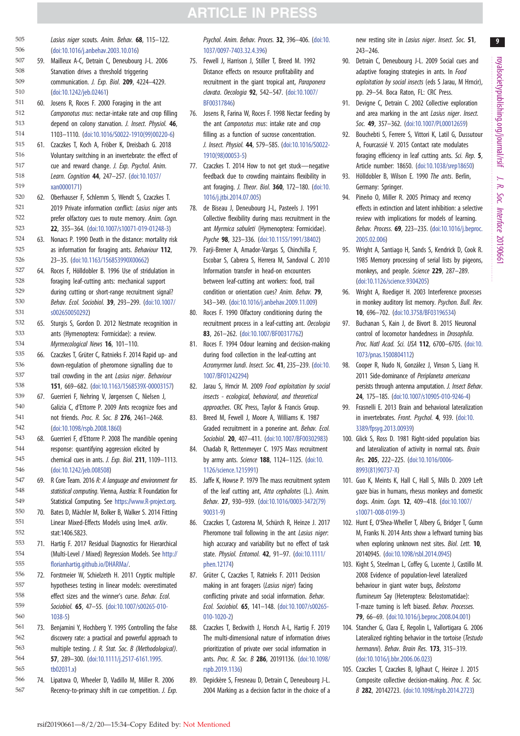*Lasius niger* scouts. *Anim. Behav.* **68**, 115–122. (doi:10.1016/j.anbehav.2003.10.016)

59. Mailleux A-C, Detrain C, Deneubourg J-L. 2006 Starvation drives a threshold triggering communication. *J. Exp. Biol.* **209**, 4224–4229. (doi:10.1242/jeb.02461)
60. Josens R, Roces F. 2000 Foraging in the ant *Camponotus mus*: nectar-intake rate and crop filling depend on colony starvation. *J. Insect. Physiol.* **46**, 1103–1110. (doi:10.1016/S0022-1910(99)00220-6)
61. Czaczkes T, Koch A, Fröber K, Dreisbach G. 2018 Voluntary switching in an invertebrate: the effect of cue and reward change. *J. Exp. Psychol. Anim. Learn. Cognition* **44**, 247–257. (doi:10.1037/xan0000171)
62. Oberhauser F, Schlemm S, Wendt S, Czaczkes T. 2019 Private information conflict: *Lasius niger* ants prefer olfactory cues to route memory. *Anim. Cogn.* **22**, 355–364. (doi:10.1007/s10071-019-01248-3)
63. Nonacs P. 1990 Death in the distance: mortality risk as information for foraging ants. *Behaviour* **112**, 23–35. (doi:10.1163/156853990X00662)
64. Roces F, Hölldobler B. 1996 Use of stridulation in foraging leaf-cutting ants: mechanical support during cutting or short-range recruitment signal? *Behav. Ecol. Sociobiol.* **39**, 293–299. (doi:10.1007/s002650050292)
65. Sturgis S, Gordon D. 2012 Nestmate recognition in ants (Hymenoptera: Formicidae): a review. *Myrmecological News* **16**, 101–110.
66. Czaczkes T, Grüter C, Ratnieks F. 2014 Rapid up- and down-regulation of pheromone signalling due to trail crowding in the ant *Lasius niger*. *Behaviour* **151**, 669–682. (doi:10.1163/1568539X-00003157)
67. Guerrieri F, Nehring V, Jørgensen C, Nielsen J, Galizia C, d'Ettorre P. 2009 Ants recognize foes and not friends. *Proc. R. Soc. B* **276**, 2461–2468. (doi:10.1098/rspb.2008.1860)
68. Guerrieri F, d'Ettorre P. 2008 The mandible opening response: quantifying aggression elicited by chemical cues in ants. *J. Exp. Biol.* **211**, 1109–1113. (doi:10.1242/jeb.008508)
69. R Core Team. 2016 *R: A language and environment for statistical computing*. Vienna, Austria: R Foundation for Statistical Computing. See https://www.R-project.org.
70. Bates D, Mächler M, Bolker B, Walker S. 2014 Fitting Linear Mixed-Effects Models using lme4. *arXiv*. stat:1406.5823.
71. Hartig F. 2017 Residual Diagnostics for Hierarchical (Multi-Level / Mixed) Regression Models. See http://florianhartig.github.io/DHARMa/.
72. Forstmeier W, Schielzeth H. 2011 Cryptic multiple hypotheses testing in linear models: overestimated effect sizes and the winner's curse. *Behav. Ecol. Sociobiol.* **65**, 47–55. (doi:10.1007/s00265-010-1038-5)
73. Benjamini Y, Hochberg Y. 1995 Controlling the false discovery rate: a practical and powerful approach to multiple testing. *J. R. Stat. Soc. B (Methodological)*. **57**, 289–300. (doi:10.1111/j.2517-6161.1995.tb02031.x)
74. Lipatova O, Wheeler D, Vadillo M, Miller R. 2006 Recency-to-primacy shift in cue competition. *J. Exp. Psychol. Anim. Behav. Proces.* **32**, 396–406. (doi:10.1037/0097-7403.32.4.396)
75. Fewell J, Harrison J, Stiller T, Breed M. 1992 Distance effects on resource profitability and recruitment in the giant tropical ant, *Paraponera clavata*. *Oecologia* **92**, 542–547. (doi:10.1007/BF00317846)
76. Josens R, Farina W, Roces F. 1998 Nectar feeding by the ant *Camponotus mus*: intake rate and crop filling as a function of sucrose concentration. *J. Insect. Physiol.* **44**, 579–585. (doi:10.1016/S0022-1910(98)00053-5)
77. Czaczkes T. 2014 How to not get stuck—negative feedback due to crowding maintains flexibility in ant foraging. *J. Theor. Biol.* **360**, 172–180. (doi:10.1016/j.jtbi.2014.07.005)
78. de Biseau J, Deneubourg J-L, Pasteels J. 1991 Collective flexibility during mass recruitment in the ant *Myrmica sabuleti* (Hymenoptera: Formicidae). *Psyche* **98**, 323–336. (doi:10.1155/1991/38402)
79. Farji-Brener A, Amador-Vargas S, Chinchilla F, Escobar S, Cabrera S, Herrera M, Sandoval C. 2010 Information transfer in head-on encounters between leaf-cutting ant workers: food, trail condition or orientation cues? *Anim. Behav.* **79**, 343–349. (doi:10.1016/j.anbehav.2009.11.009)
80. Roces F. 1990 Olfactory conditioning during the recruitment process in a leaf-cutting ant. *Oecologia* **83**, 261–262. (doi:10.1007/BF00317762)
81. Roces F. 1994 Odour learning and decision-making during food collection in the leaf-cutting ant *Acromyrmex lundi*. *Insect. Soc.* **41**, 235–239. (doi:10.1007/BF01242294)
82. Jarau S, Hrncir M. 2009 *Food exploitation by social insects - ecological, behavioral, and theoretical approaches*. CRC Press, Taylor & Francis Group.
83. Breed M, Fewell J, Moore A, Williams K. 1987 Graded recruitment in a ponerine ant. *Behav. Ecol. Sociobiol.* **20**, 407–411. (doi:10.1007/BF00302983)
84. Chadab R, Rettenmeyer C. 1975 Mass recruitment by army ants. *Science* **188**, 1124–1125. (doi:10.1126/science.1215991)
85. Jaffe K, Howse P. 1979 The mass recruitment system of the leaf cutting ant, *Atta cephalotes* (L.). *Anim. Behav.* **27**, 930–939. (doi:10.1016/0003-3472(79)90031-9)
86. Czaczkes T, Castorena M, Schürch R, Heinze J. 2017 Pheromone trail following in the ant *Lasius niger*: high accuracy and variability but no effect of task state. *Physiol. Entomol.* **42**, 91–97. (doi:10.1111/phen.12174)
87. Grüter C, Czaczkes T, Ratnieks F. 2011 Decision making in ant foragers (*Lasius niger*) facing conflicting private and social information. *Behav. Ecol. Sociobiol.* **65**, 141–148. (doi:10.1007/s00265-010-1020-2)
88. Czaczkes T, Beckwith J, Horsch A-L, Hartig F. 2019 The multi-dimensional nature of information drives prioritization of private over social information in ants. *Proc. R. Soc. B* **286**, 20191136. (doi:10.1098/rspb.2019.1136)
89. Depickère S, Fresneau D, Detrain C, Deneubourg J-L. 2004 Marking as a decision factor in the choice of a new resting site in *Lasius niger*. *Insect. Soc.* **51**, 243–246.
90. Detrain C, Deneubourg J-L. 2009 Social cues and adaptive foraging strategies in ants. In *Food exploitation by social insects* (eds S Jarau, M Hrncir), pp. 29–54. Boca Raton, FL: CRC Press.
91. Devigne C, Detrain C. 2002 Collective exploration and area marking in the ant *Lasius niger*. *Insect. Soc.* **49**, 357–362. (doi:10.1007/PL00012659)
92. Bouchebti S, Ferrere S, Vittori K, Latil G, Dussutour A, Fourcassié V. 2015 Contact rate modulates foraging efficiency in leaf cutting ants. *Sci. Rep.* **5**, Article number: 18650. (doi:10.1038/srep18650)
93. Hölldobler B, Wilson E. 1990 *The ants*. Berlin, Germany: Springer.
94. Pineño O, Miller R. 2005 Primacy and recency effects in extinction and latent inhibition: a selective review with implications for models of learning. *Behav. Process.* **69**, 223–235. (doi:10.1016/j.beproc.2005.02.006)
95. Wright A, Santiago H, Sands S, Kendrick D, Cook R. 1985 Memory processing of serial lists by pigeons, monkeys, and people. *Science* **229**, 287–289. (doi:10.1126/science.9304205)
96. Wright A, Roediger H. 2003 Interference processes in monkey auditory list memory. *Psychon. Bull. Rev.* **10**, 696–702. (doi:10.3758/BF03196534)
97. Buchanan S, Kain J, de Bivort B. 2015 Neuronal control of locomotor handedness in *Drosophila*. *Proc. Natl Acad. Sci. USA* **112**, 6700–6705. (doi:10.1073/pnas.1500804112)
98. Cooper R, Nudo N, González J, Vinson S, Liang H. 2011 Side-dominance of *Periplaneta americana* persists through antenna amputation. *J. Insect Behav.* **24**, 175–185. (doi:10.1007/s10905-010-9246-4)
99. Frasnelli E. 2013 Brain and behavioral lateralization in invertebrates. *Front. Psychol.* **4**, 939. (doi:10.3389/fpsyg.2013.00939)
100. Glick S, Ross D. 1981 Right-sided population bias and lateralization of activity in normal rats. *Brain Res.* **205**, 222–225. (doi:10.1016/0006-8993(81)90737-X)
101. Guo K, Meints K, Hall C, Hall S, Mills D. 2009 Left gaze bias in humans, rhesus monkeys and domestic dogs. *Anim. Cogn.* **12**, 409–418. (doi:10.1007/s10071-008-0199-3)
102. Hunt E, O'Shea-Wheller T, Albery G, Bridger T, Gumn M, Franks N. 2014 Ants show a leftward turning bias when exploring unknown nest sites. *Biol. Lett.* **10**, 20140945. (doi:10.1098/rsbl.2014.0945)
103. Kight S, Steelman L, Coffey G, Lucente J, Castillo M. 2008 Evidence of population-level lateralized behaviour in giant water bugs, *Belostoma flumineum* Say (Heteroptera: Belostomatidae): T-maze turning is left biased. *Behav. Processes.* **79**, 66–69. (doi:10.1016/j.beproc.2008.04.001)
104. Stancher G, Clara E, Regolin L, Vallortigara G. 2006 Lateralized righting behavior in the tortoise (*Testudo hermanni*). *Behav. Brain Res.* **173**, 315–319. (doi:10.1016/j.bbr.2006.06.023)
105. Czaczkes T, Czaczkes B, Iglhaut C, Heinze J. 2015 Composite collective decision-making. *Proc. R. Soc. B* **282**, 20142723. (doi:10.1098/rspb.2014.2723)